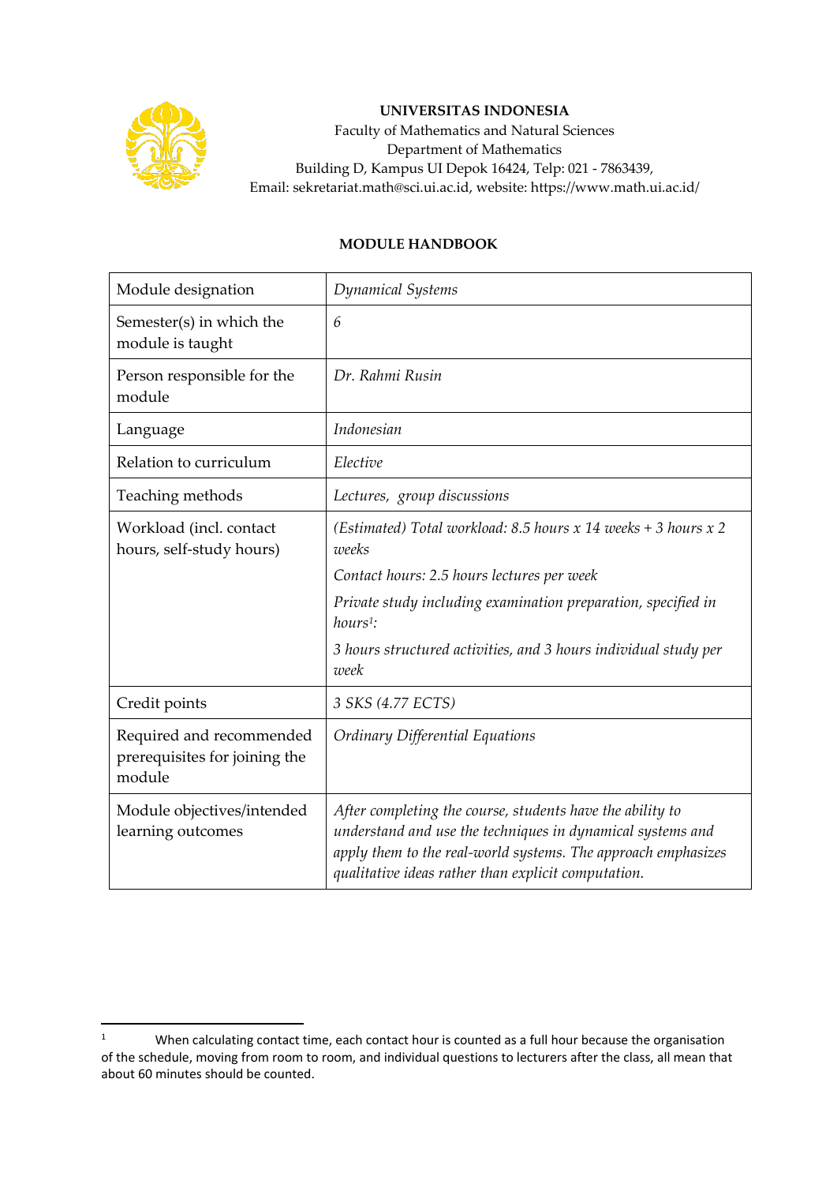**UNIVERSITAS INDONESIA**
Faculty of Mathematics and Natural Sciences
Department of Mathematics
Building D, Kampus UI Depok 16424, Telp: 021 - 7863439,
Email: sekretariat.math@sci.ui.ac.id, website: https://www.math.ui.ac.id/

## MODULE HANDBOOK

| Module designation | *Dynamical Systems* |
|---|---|
| Semester(s) in which the module is taught | *6* |
| Person responsible for the module | *Dr. Rahmi Rusin* |
| Language | *Indonesian* |
| Relation to curriculum | *Elective* |
| Teaching methods | *Lectures, group discussions* |
| Workload (incl. contact hours, self-study hours) | *(Estimated) Total workload: 8.5 hours x 14 weeks + 3 hours x 2 weeks*<br>*Contact hours: 2.5 hours lectures per week*<br>*Private study including examination preparation, specified in hours[1]:*<br>*3 hours structured activities, and 3 hours individual study per week* |
| Credit points | *3 SKS (4.77 ECTS)* |
| Required and recommended prerequisites for joining the module | *Ordinary Differential Equations* |
| Module objectives/intended learning outcomes | *After completing the course, students have the ability to understand and use the techniques in dynamical systems and apply them to the real-world systems. The approach emphasizes qualitative ideas rather than explicit computation.* |

[1] When calculating contact time, each contact hour is counted as a full hour because the organisation of the schedule, moving from room to room, and individual questions to lecturers after the class, all mean that about 60 minutes should be counted.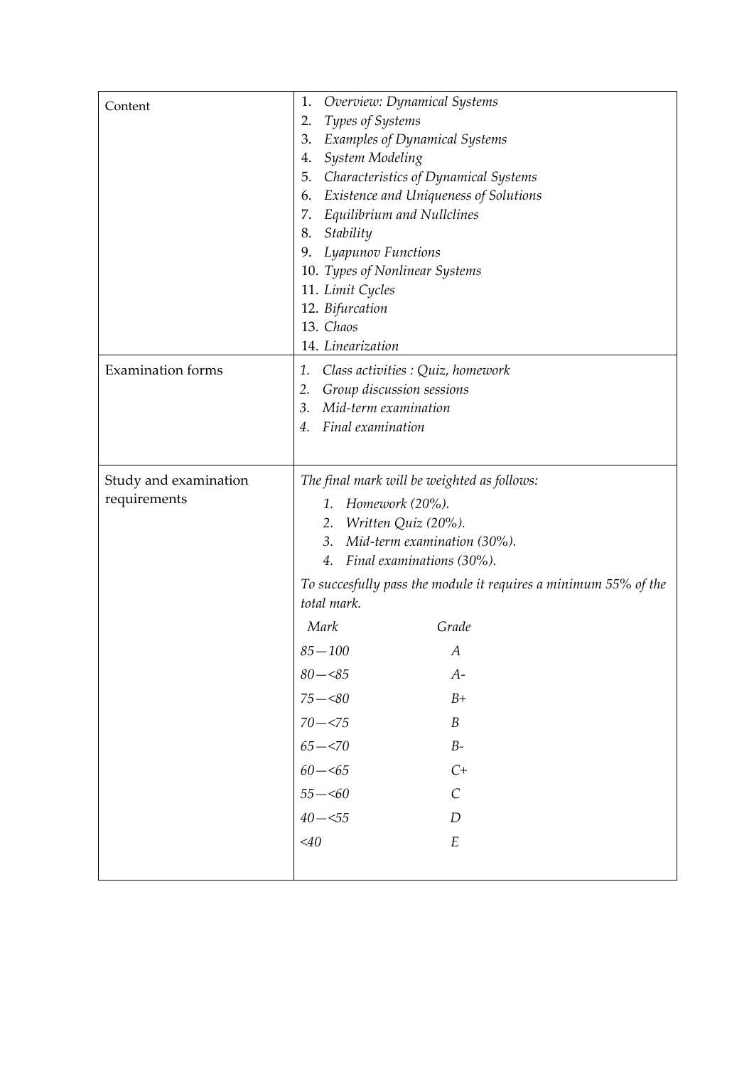| | |
|---|---|
| Content | 1. *Overview: Dynamical Systems*<br>2. *Types of Systems*<br>3. *Examples of Dynamical Systems*<br>4. *System Modeling*<br>5. *Characteristics of Dynamical Systems*<br>6. *Existence and Uniqueness of Solutions*<br>7. *Equilibrium and Nullclines*<br>8. *Stability*<br>9. *Lyapunov Functions*<br>10. *Types of Nonlinear Systems*<br>11. *Limit Cycles*<br>12. *Bifurcation*<br>13. *Chaos*<br>14. *Linearization* |
| Examination forms | 1. *Class activities : Quiz, homework*<br>2. *Group discussion sessions*<br>3. *Mid-term examination*<br>4. *Final examination* |
| Study and examination requirements | *The final mark will be weighted as follows:*<br>1. *Homework (20%).*<br>2. *Written Quiz (20%).*<br>3. *Mid-term examination (30%).*<br>4. *Final examinations (30%).*<br>*To succesfully pass the module it requires a minimum 55% of the total mark.*<br>*Mark* — *Grade*<br>*85—100* — *A*<br>*80—<85* — *A-*<br>*75—<80* — *B+*<br>*70—<75* — *B*<br>*65—<70* — *B-*<br>*60—<65* — *C+*<br>*55—<60* — *C*<br>*40—<55* — *D*<br>*<40* — *E* |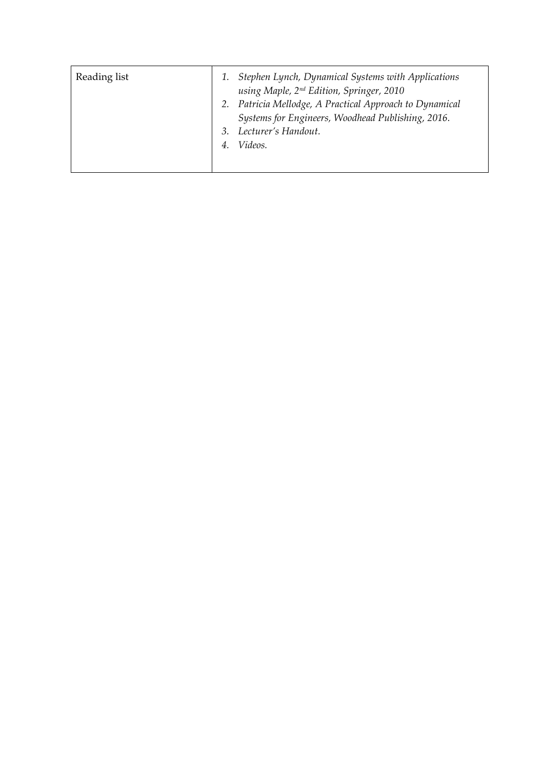| | |
|---|---|
| Reading list | 1. *Stephen Lynch, Dynamical Systems with Applications using Maple, 2nd Edition, Springer, 2010*<br>2. *Patricia Mellodge, A Practical Approach to Dynamical Systems for Engineers, Woodhead Publishing, 2016.*<br>3. *Lecturer's Handout.*<br>4. *Videos.* |